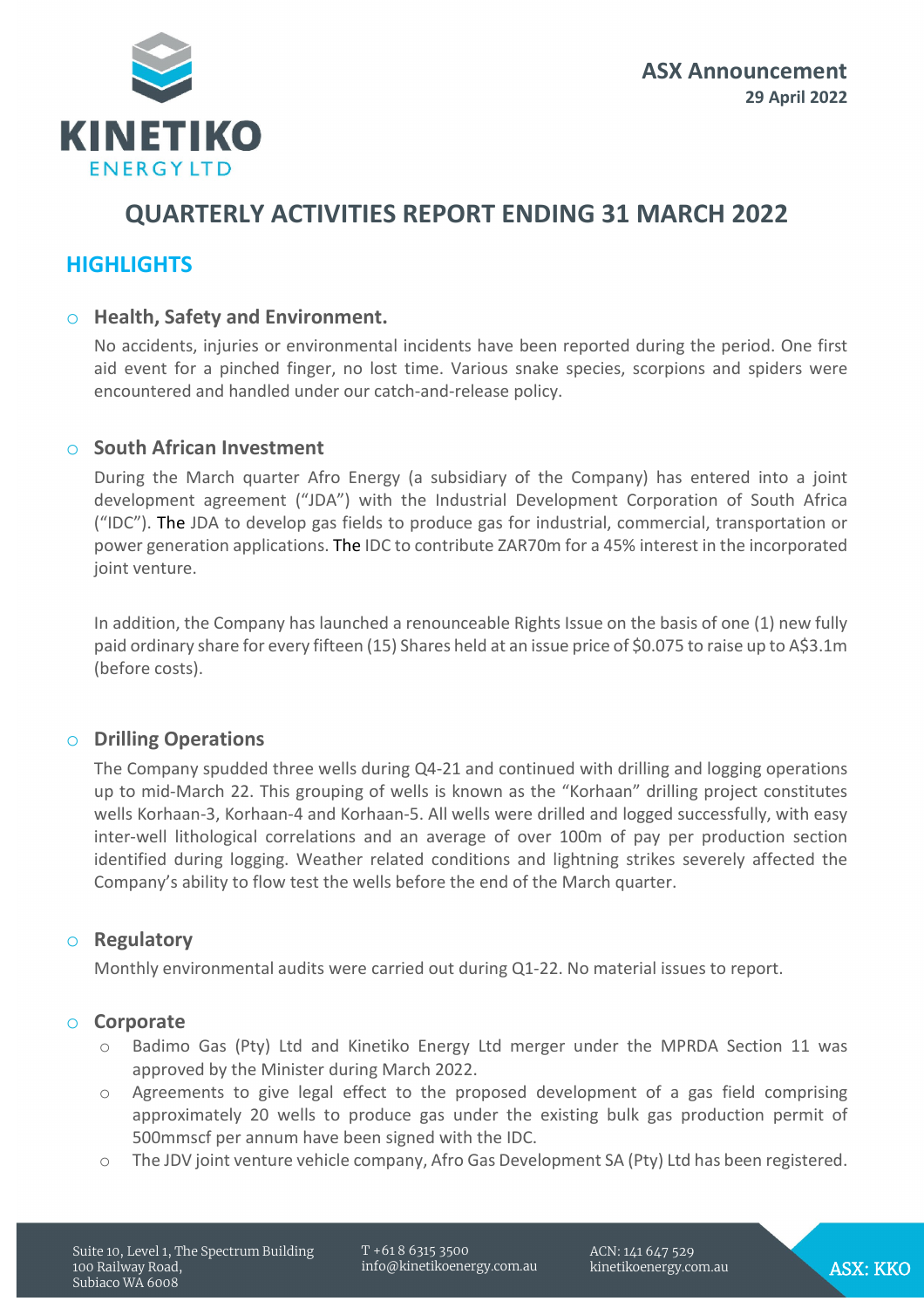ASX Announcement
**29 April 2022**

# QUARTERLY ACTIVITIES REPORT ENDING 31 MARCH 2022

## HIGHLIGHTS

- **Health, Safety and Environment.**

  No accidents, injuries or environmental incidents have been reported during the period. One first aid event for a pinched finger, no lost time. Various snake species, scorpions and spiders were encountered and handled under our catch-and-release policy.

- **South African Investment**

  During the March quarter Afro Energy (a subsidiary of the Company) has entered into a joint development agreement ("JDA") with the Industrial Development Corporation of South Africa ("IDC"). The JDA to develop gas fields to produce gas for industrial, commercial, transportation or power generation applications. The IDC to contribute ZAR70m for a 45% interest in the incorporated joint venture.

  In addition, the Company has launched a renounceable Rights Issue on the basis of one (1) new fully paid ordinary share for every fifteen (15) Shares held at an issue price of $0.075 to raise up to A$3.1m (before costs).

- **Drilling Operations**

  The Company spudded three wells during Q4-21 and continued with drilling and logging operations up to mid-March 22. This grouping of wells is known as the "Korhaan" drilling project constitutes wells Korhaan-3, Korhaan-4 and Korhaan-5. All wells were drilled and logged successfully, with easy inter-well lithological correlations and an average of over 100m of pay per production section identified during logging. Weather related conditions and lightning strikes severely affected the Company's ability to flow test the wells before the end of the March quarter.

- **Regulatory**

  Monthly environmental audits were carried out during Q1-22. No material issues to report.

- **Corporate**
  - Badimo Gas (Pty) Ltd and Kinetiko Energy Ltd merger under the MPRDA Section 11 was approved by the Minister during March 2022.
  - Agreements to give legal effect to the proposed development of a gas field comprising approximately 20 wells to produce gas under the existing bulk gas production permit of 500mmscf per annum have been signed with the IDC.
  - The JDV joint venture vehicle company, Afro Gas Development SA (Pty) Ltd has been registered.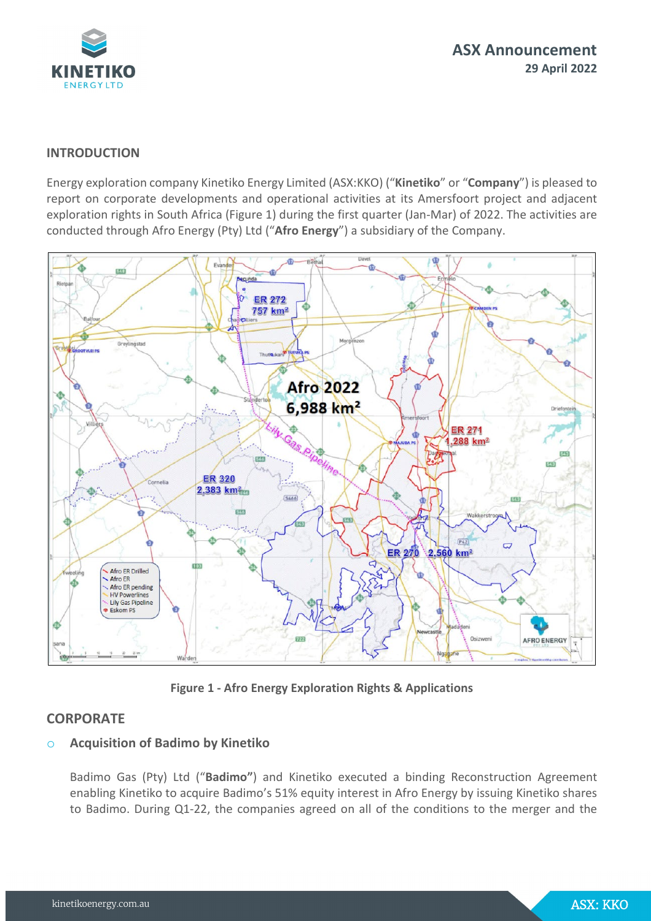## INTRODUCTION

Energy exploration company Kinetiko Energy Limited (ASX:KKO) ("**Kinetiko**" or "**Company**") is pleased to report on corporate developments and operational activities at its Amersfoort project and adjacent exploration rights in South Africa (Figure 1) during the first quarter (Jan-Mar) of 2022. The activities are conducted through Afro Energy (Pty) Ltd ("**Afro Energy**") a subsidiary of the Company.

**Figure 1 - Afro Energy Exploration Rights & Applications**

## CORPORATE

- **Acquisition of Badimo by Kinetiko**

  Badimo Gas (Pty) Ltd ("**Badimo"**) and Kinetiko executed a binding Reconstruction Agreement enabling Kinetiko to acquire Badimo's 51% equity interest in Afro Energy by issuing Kinetiko shares to Badimo. During Q1-22, the companies agreed on all of the conditions to the merger and the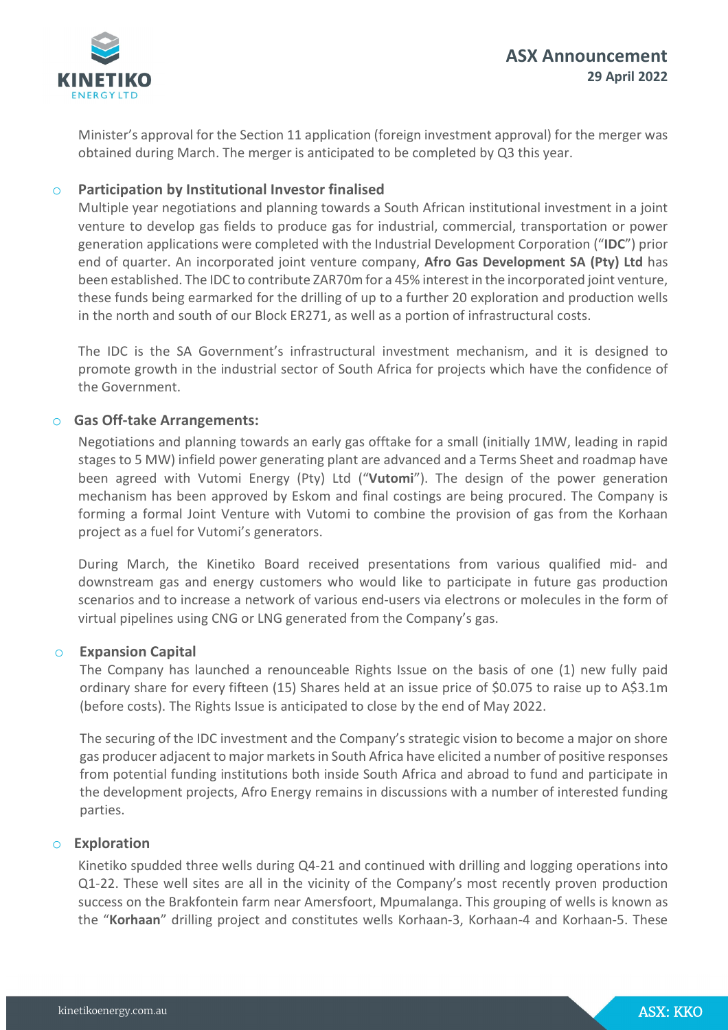Minister's approval for the Section 11 application (foreign investment approval) for the merger was obtained during March. The merger is anticipated to be completed by Q3 this year.

- **Participation by Institutional Investor finalised**

  Multiple year negotiations and planning towards a South African institutional investment in a joint venture to develop gas fields to produce gas for industrial, commercial, transportation or power generation applications were completed with the Industrial Development Corporation ("**IDC**") prior end of quarter. An incorporated joint venture company, **Afro Gas Development SA (Pty) Ltd** has been established. The IDC to contribute ZAR70m for a 45% interest in the incorporated joint venture, these funds being earmarked for the drilling of up to a further 20 exploration and production wells in the north and south of our Block ER271, as well as a portion of infrastructural costs.

  The IDC is the SA Government's infrastructural investment mechanism, and it is designed to promote growth in the industrial sector of South Africa for projects which have the confidence of the Government.

- **Gas Off-take Arrangements:**

  Negotiations and planning towards an early gas offtake for a small (initially 1MW, leading in rapid stages to 5 MW) infield power generating plant are advanced and a Terms Sheet and roadmap have been agreed with Vutomi Energy (Pty) Ltd ("**Vutomi**"). The design of the power generation mechanism has been approved by Eskom and final costings are being procured. The Company is forming a formal Joint Venture with Vutomi to combine the provision of gas from the Korhaan project as a fuel for Vutomi's generators.

  During March, the Kinetiko Board received presentations from various qualified mid- and downstream gas and energy customers who would like to participate in future gas production scenarios and to increase a network of various end-users via electrons or molecules in the form of virtual pipelines using CNG or LNG generated from the Company's gas.

- **Expansion Capital**

  The Company has launched a renounceable Rights Issue on the basis of one (1) new fully paid ordinary share for every fifteen (15) Shares held at an issue price of $0.075 to raise up to A$3.1m (before costs). The Rights Issue is anticipated to close by the end of May 2022.

  The securing of the IDC investment and the Company's strategic vision to become a major on shore gas producer adjacent to major markets in South Africa have elicited a number of positive responses from potential funding institutions both inside South Africa and abroad to fund and participate in the development projects, Afro Energy remains in discussions with a number of interested funding parties.

- **Exploration**

  Kinetiko spudded three wells during Q4-21 and continued with drilling and logging operations into Q1-22. These well sites are all in the vicinity of the Company's most recently proven production success on the Brakfontein farm near Amersfoort, Mpumalanga. This grouping of wells is known as the "**Korhaan**" drilling project and constitutes wells Korhaan-3, Korhaan-4 and Korhaan-5. These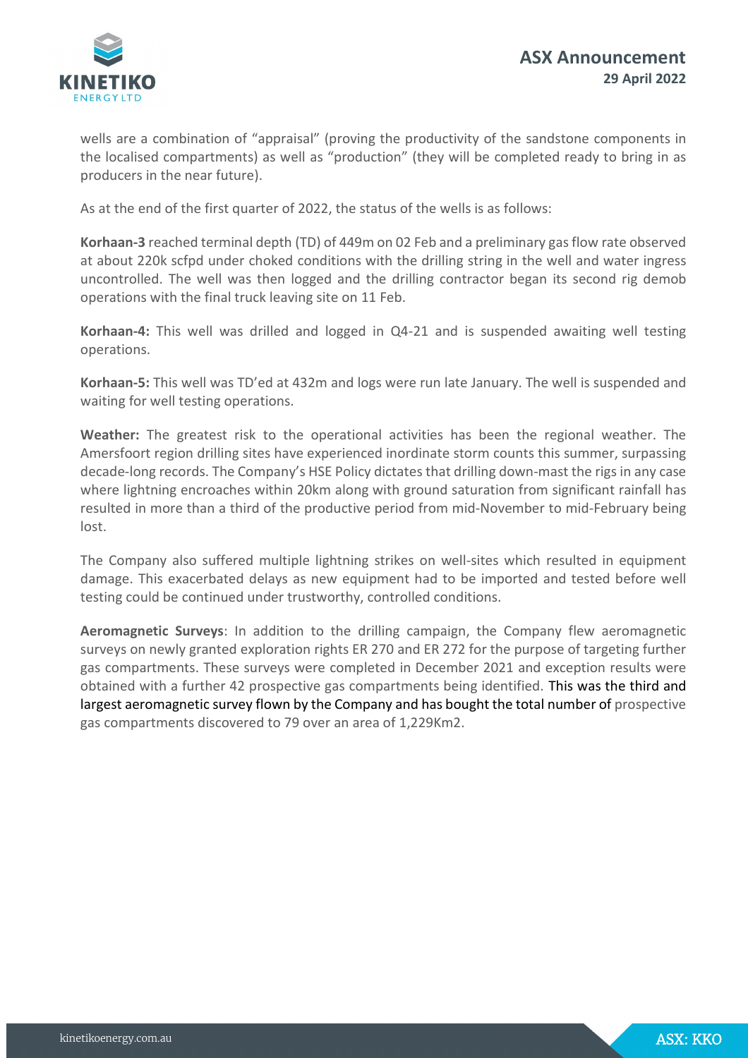wells are a combination of "appraisal" (proving the productivity of the sandstone components in the localised compartments) as well as "production" (they will be completed ready to bring in as producers in the near future).

As at the end of the first quarter of 2022, the status of the wells is as follows:

**Korhaan-3** reached terminal depth (TD) of 449m on 02 Feb and a preliminary gas flow rate observed at about 220k scfpd under choked conditions with the drilling string in the well and water ingress uncontrolled. The well was then logged and the drilling contractor began its second rig demob operations with the final truck leaving site on 11 Feb.

**Korhaan-4:** This well was drilled and logged in Q4-21 and is suspended awaiting well testing operations.

**Korhaan-5:** This well was TD'ed at 432m and logs were run late January. The well is suspended and waiting for well testing operations.

**Weather:** The greatest risk to the operational activities has been the regional weather. The Amersfoort region drilling sites have experienced inordinate storm counts this summer, surpassing decade-long records. The Company's HSE Policy dictates that drilling down-mast the rigs in any case where lightning encroaches within 20km along with ground saturation from significant rainfall has resulted in more than a third of the productive period from mid-November to mid-February being lost.

The Company also suffered multiple lightning strikes on well-sites which resulted in equipment damage. This exacerbated delays as new equipment had to be imported and tested before well testing could be continued under trustworthy, controlled conditions.

**Aeromagnetic Surveys**: In addition to the drilling campaign, the Company flew aeromagnetic surveys on newly granted exploration rights ER 270 and ER 272 for the purpose of targeting further gas compartments. These surveys were completed in December 2021 and exception results were obtained with a further 42 prospective gas compartments being identified. This was the third and largest aeromagnetic survey flown by the Company and has bought the total number of prospective gas compartments discovered to 79 over an area of 1,229Km2.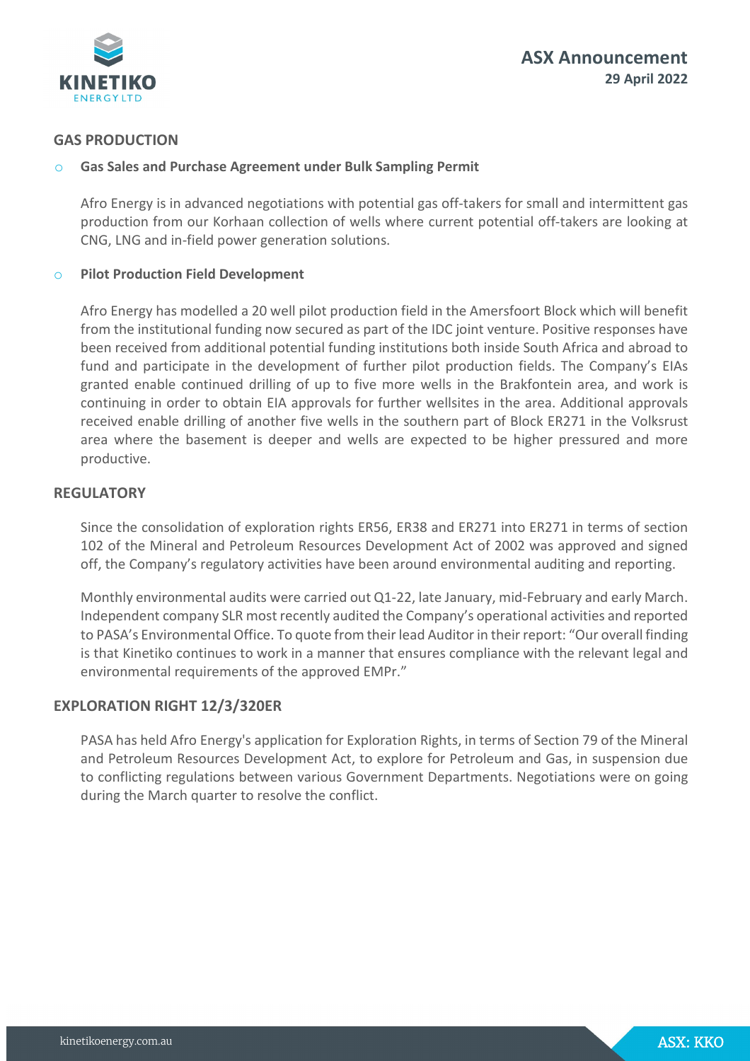## GAS PRODUCTION

- **Gas Sales and Purchase Agreement under Bulk Sampling Permit**

  Afro Energy is in advanced negotiations with potential gas off-takers for small and intermittent gas production from our Korhaan collection of wells where current potential off-takers are looking at CNG, LNG and in-field power generation solutions.

- **Pilot Production Field Development**

  Afro Energy has modelled a 20 well pilot production field in the Amersfoort Block which will benefit from the institutional funding now secured as part of the IDC joint venture. Positive responses have been received from additional potential funding institutions both inside South Africa and abroad to fund and participate in the development of further pilot production fields. The Company's EIAs granted enable continued drilling of up to five more wells in the Brakfontein area, and work is continuing in order to obtain EIA approvals for further wellsites in the area. Additional approvals received enable drilling of another five wells in the southern part of Block ER271 in the Volksrust area where the basement is deeper and wells are expected to be higher pressured and more productive.

## REGULATORY

Since the consolidation of exploration rights ER56, ER38 and ER271 into ER271 in terms of section 102 of the Mineral and Petroleum Resources Development Act of 2002 was approved and signed off, the Company's regulatory activities have been around environmental auditing and reporting.

Monthly environmental audits were carried out Q1-22, late January, mid-February and early March. Independent company SLR most recently audited the Company's operational activities and reported to PASA's Environmental Office. To quote from their lead Auditor in their report: "Our overall finding is that Kinetiko continues to work in a manner that ensures compliance with the relevant legal and environmental requirements of the approved EMPr."

## EXPLORATION RIGHT 12/3/320ER

PASA has held Afro Energy's application for Exploration Rights, in terms of Section 79 of the Mineral and Petroleum Resources Development Act, to explore for Petroleum and Gas, in suspension due to conflicting regulations between various Government Departments. Negotiations were on going during the March quarter to resolve the conflict.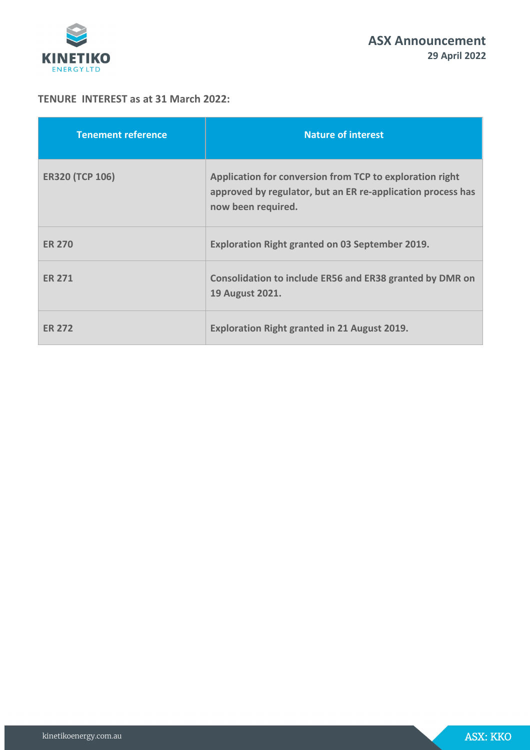**TENURE INTEREST as at 31 March 2022:**

| Tenement reference | Nature of interest |
| --- | --- |
| ER320 (TCP 106) | Application for conversion from TCP to exploration right approved by regulator, but an ER re-application process has now been required. |
| ER 270 | Exploration Right granted on 03 September 2019. |
| ER 271 | Consolidation to include ER56 and ER38 granted by DMR on 19 August 2021. |
| ER 272 | Exploration Right granted in 21 August 2019. |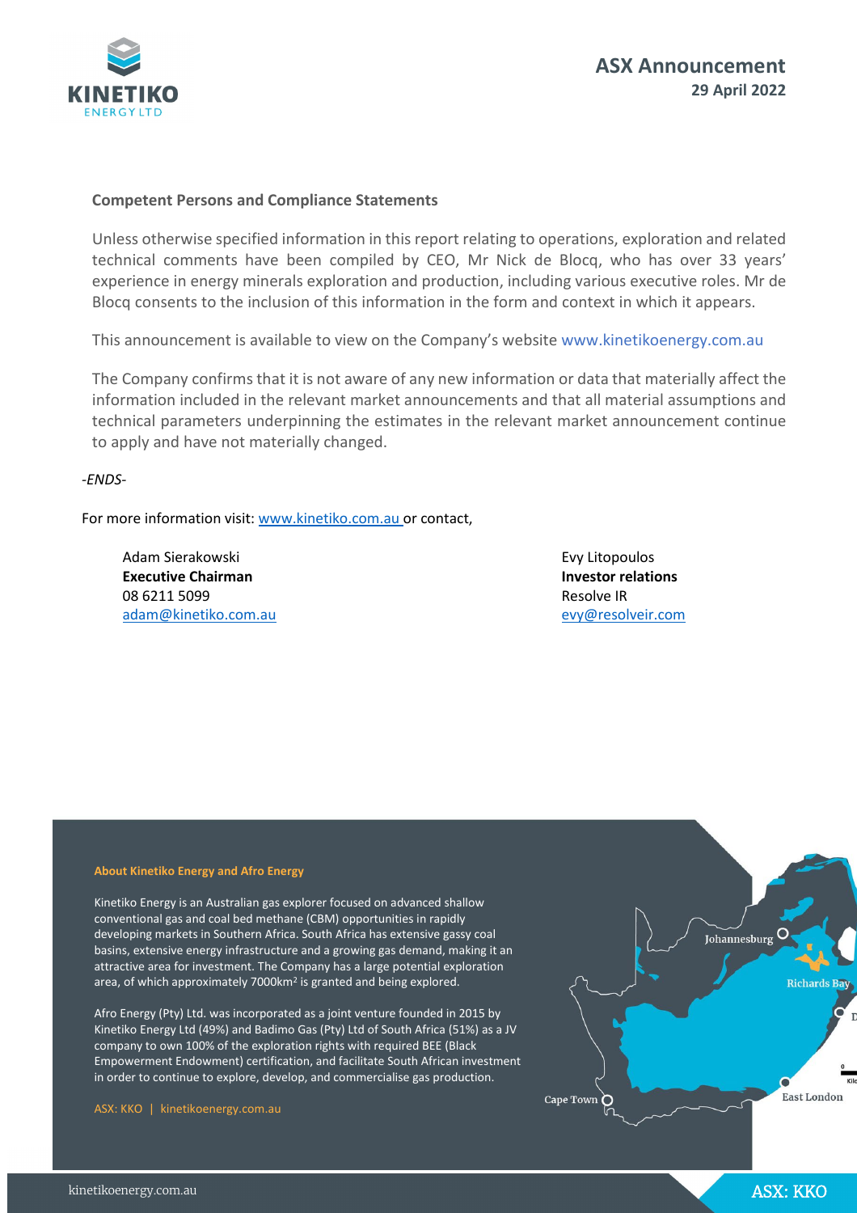### Competent Persons and Compliance Statements

Unless otherwise specified information in this report relating to operations, exploration and related technical comments have been compiled by CEO, Mr Nick de Blocq, who has over 33 years' experience in energy minerals exploration and production, including various executive roles. Mr de Blocq consents to the inclusion of this information in the form and context in which it appears.

This announcement is available to view on the Company's website www.kinetikoenergy.com.au

The Company confirms that it is not aware of any new information or data that materially affect the information included in the relevant market announcements and that all material assumptions and technical parameters underpinning the estimates in the relevant market announcement continue to apply and have not materially changed.

*-ENDS-*

For more information visit: www.kinetiko.com.au or contact,

Adam Sierakowski
**Executive Chairman**
08 6211 5099
adam@kinetiko.com.au

Evy Litopoulos
**Investor relations**
Resolve IR
evy@resolveir.com

**About Kinetiko Energy and Afro Energy**

Kinetiko Energy is an Australian gas explorer focused on advanced shallow conventional gas and coal bed methane (CBM) opportunities in rapidly developing markets in Southern Africa. South Africa has extensive gassy coal basins, extensive energy infrastructure and a growing gas demand, making it an attractive area for investment. The Company has a large potential exploration area, of which approximately 7000km² is granted and being explored.

Afro Energy (Pty) Ltd. was incorporated as a joint venture founded in 2015 by Kinetiko Energy Ltd (49%) and Badimo Gas (Pty) Ltd of South Africa (51%) as a JV company to own 100% of the exploration rights with required BEE (Black Empowerment Endowment) certification, and facilitate South African investment in order to continue to explore, develop, and commercialise gas production.

ASX: KKO | kinetikoenergy.com.au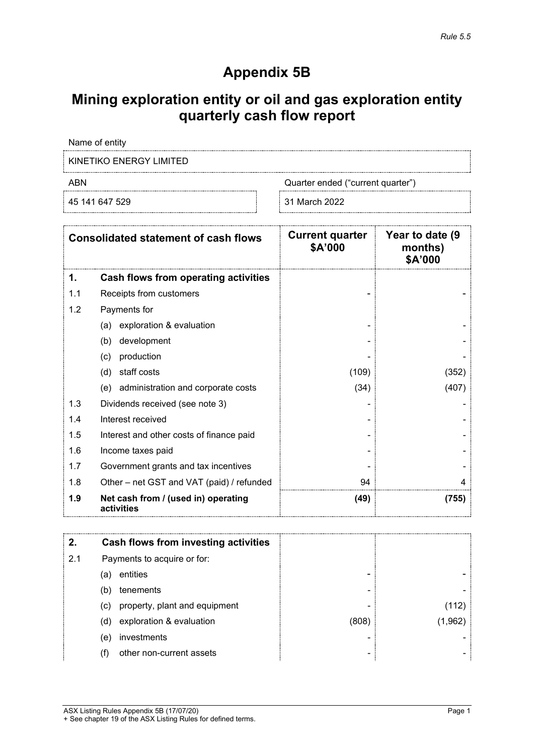# Appendix 5B

# Mining exploration entity or oil and gas exploration entity quarterly cash flow report

| Name of entity | |
|---|---|
| KINETIKO ENERGY LIMITED | |

| ABN | Quarter ended ("current quarter") |
|---|---|
| 45 141 647 529 | 31 March 2022 |

| | Consolidated statement of cash flows | Current quarter $A'000 | Year to date (9 months) $A'000 |
|---|---|---|---|
| **1.** | **Cash flows from operating activities** | | |
| 1.1 | Receipts from customers | - | - |
| 1.2 | Payments for | | |
| | (a) exploration & evaluation | - | - |
| | (b) development | - | - |
| | (c) production | - | - |
| | (d) staff costs | (109) | (352) |
| | (e) administration and corporate costs | (34) | (407) |
| 1.3 | Dividends received (see note 3) | - | - |
| 1.4 | Interest received | - | - |
| 1.5 | Interest and other costs of finance paid | - | - |
| 1.6 | Income taxes paid | - | - |
| 1.7 | Government grants and tax incentives | - | - |
| 1.8 | Other – net GST and VAT (paid) / refunded | 94 | 4 |
| **1.9** | **Net cash from / (used in) operating activities** | **(49)** | **(755)** |

| | | | |
|---|---|---|---|
| **2.** | **Cash flows from investing activities** | | |
| 2.1 | Payments to acquire or for: | | |
| | (a) entities | - | - |
| | (b) tenements | - | - |
| | (c) property, plant and equipment | - | (112) |
| | (d) exploration & evaluation | (808) | (1,962) |
| | (e) investments | - | - |
| | (f) other non-current assets | - | - |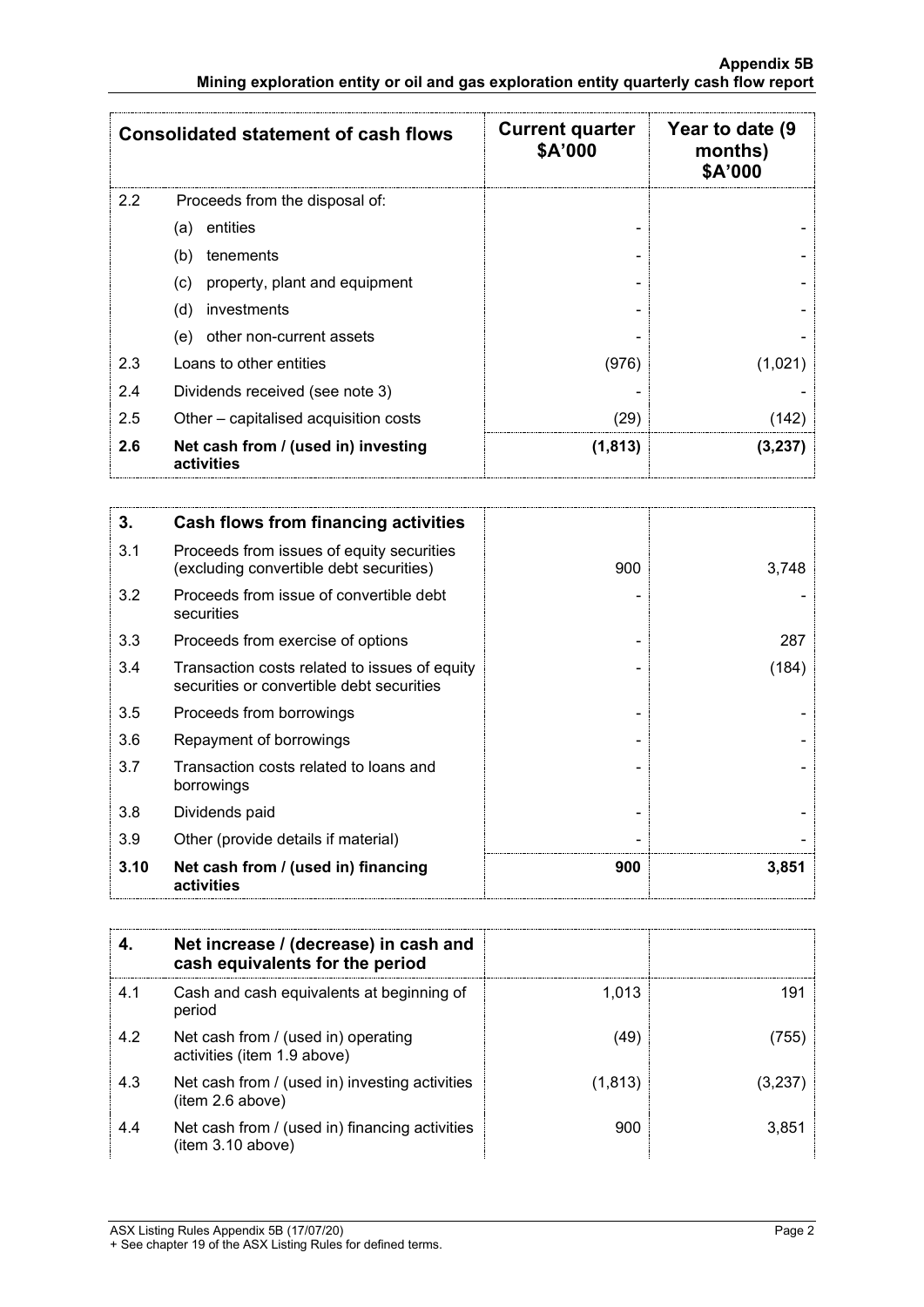| Consolidated statement of cash flows | | Current quarter $A'000 | Year to date (9 months) $A'000 |
|---|---|---|---|
| 2.2 | Proceeds from the disposal of: | | |
| | (a) entities | - | - |
| | (b) tenements | - | - |
| | (c) property, plant and equipment | - | - |
| | (d) investments | - | - |
| | (e) other non-current assets | - | - |
| 2.3 | Loans to other entities | (976) | (1,021) |
| 2.4 | Dividends received (see note 3) | - | - |
| 2.5 | Other – capitalised acquisition costs | (29) | (142) |
| **2.6** | **Net cash from / (used in) investing activities** | **(1,813)** | **(3,237)** |

| **3.** | **Cash flows from financing activities** | | |
|---|---|---|---|
| 3.1 | Proceeds from issues of equity securities (excluding convertible debt securities) | 900 | 3,748 |
| 3.2 | Proceeds from issue of convertible debt securities | - | - |
| 3.3 | Proceeds from exercise of options | - | 287 |
| 3.4 | Transaction costs related to issues of equity securities or convertible debt securities | - | (184) |
| 3.5 | Proceeds from borrowings | - | - |
| 3.6 | Repayment of borrowings | - | - |
| 3.7 | Transaction costs related to loans and borrowings | - | - |
| 3.8 | Dividends paid | - | - |
| 3.9 | Other (provide details if material) | - | - |
| **3.10** | **Net cash from / (used in) financing activities** | **900** | **3,851** |

| **4.** | **Net increase / (decrease) in cash and cash equivalents for the period** | | |
|---|---|---|---|
| 4.1 | Cash and cash equivalents at beginning of period | 1,013 | 191 |
| 4.2 | Net cash from / (used in) operating activities (item 1.9 above) | (49) | (755) |
| 4.3 | Net cash from / (used in) investing activities (item 2.6 above) | (1,813) | (3,237) |
| 4.4 | Net cash from / (used in) financing activities (item 3.10 above) | 900 | 3,851 |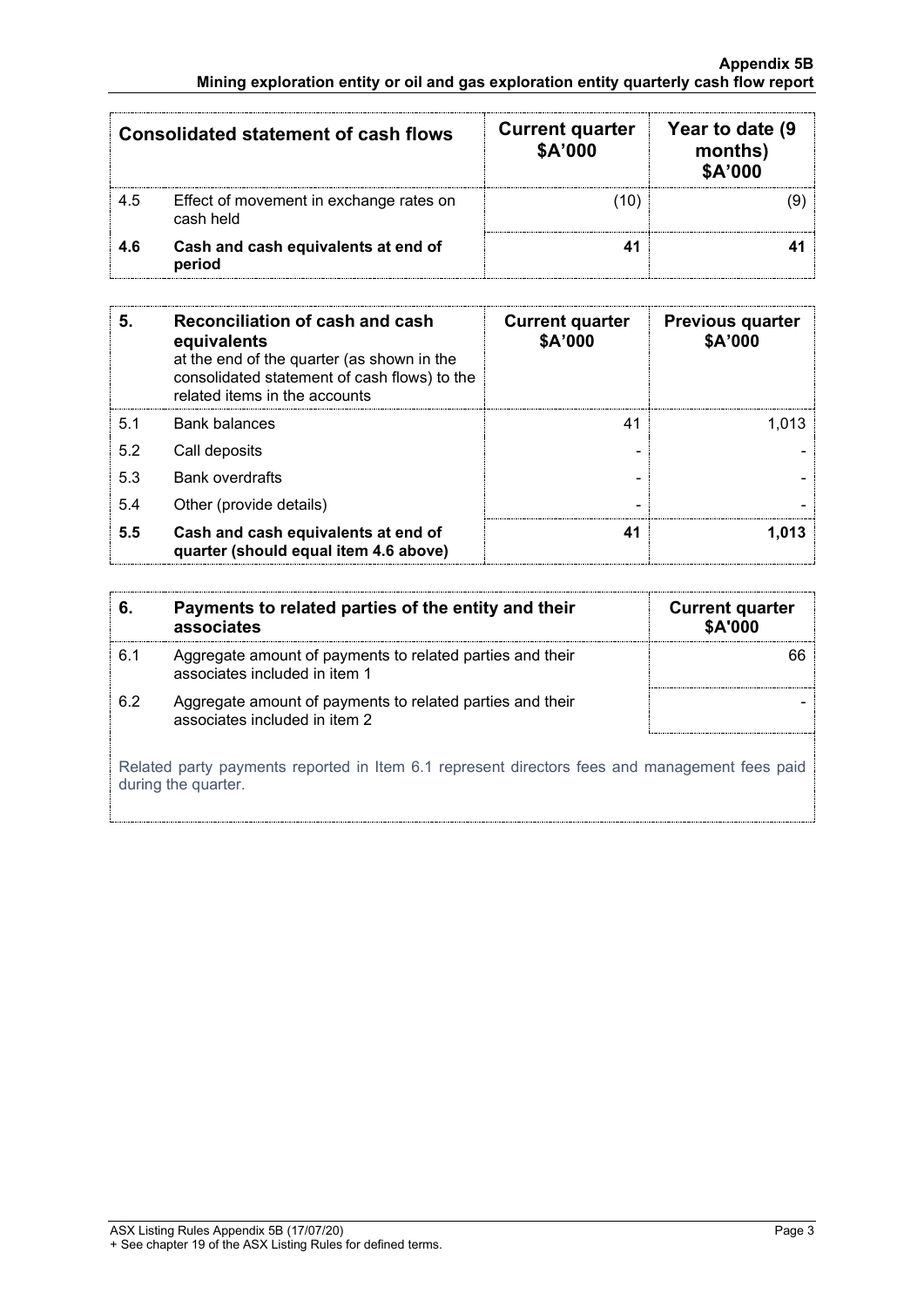| Consolidated statement of cash flows | | Current quarter $A'000 | Year to date (9 months) $A'000 |
|---|---|---|---|
| 4.5 | Effect of movement in exchange rates on cash held | (10) | (9) |
| **4.6** | **Cash and cash equivalents at end of period** | **41** | **41** |

| **5.** | **Reconciliation of cash and cash equivalents** at the end of the quarter (as shown in the consolidated statement of cash flows) to the related items in the accounts | **Current quarter $A'000** | **Previous quarter $A'000** |
|---|---|---|---|
| 5.1 | Bank balances | 41 | 1,013 |
| 5.2 | Call deposits | - | - |
| 5.3 | Bank overdrafts | - | - |
| 5.4 | Other (provide details) | - | - |
| **5.5** | **Cash and cash equivalents at end of quarter (should equal item 4.6 above)** | **41** | **1,013** |

| **6.** | **Payments to related parties of the entity and their associates** | **Current quarter $A'000** |
|---|---|---|
| 6.1 | Aggregate amount of payments to related parties and their associates included in item 1 | 66 |
| 6.2 | Aggregate amount of payments to related parties and their associates included in item 2 | - |

Related party payments reported in Item 6.1 represent directors fees and management fees paid during the quarter.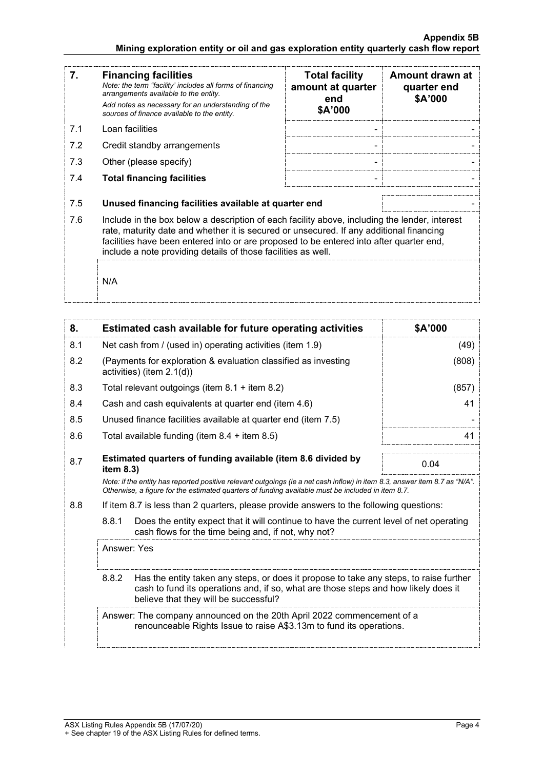| 7. | **Financing facilities**<br>*Note: the term "facility' includes all forms of financing arrangements available to the entity.*<br>*Add notes as necessary for an understanding of the sources of finance available to the entity.* | **Total facility amount at quarter end $A'000** | **Amount drawn at quarter end $A'000** |
|---|---|---|---|
| 7.1 | Loan facilities | - | - |
| 7.2 | Credit standby arrangements | - | - |
| 7.3 | Other (please specify) | - | - |
| 7.4 | **Total financing facilities** | - | - |

| | | |
|---|---|---|
| 7.5 | **Unused financing facilities available at quarter end** | - |

7.6 Include in the box below a description of each facility above, including the lender, interest rate, maturity date and whether it is secured or unsecured. If any additional financing facilities have been entered into or are proposed to be entered into after quarter end, include a note providing details of those facilities as well.

N/A

| 8. | **Estimated cash available for future operating activities** | **$A'000** |
|---|---|---|
| 8.1 | Net cash from / (used in) operating activities (item 1.9) | (49) |
| 8.2 | (Payments for exploration & evaluation classified as investing activities) (item 2.1(d)) | (808) |
| 8.3 | Total relevant outgoings (item 8.1 + item 8.2) | (857) |
| 8.4 | Cash and cash equivalents at quarter end (item 4.6) | 41 |
| 8.5 | Unused finance facilities available at quarter end (item 7.5) | - |
| 8.6 | Total available funding (item 8.4 + item 8.5) | 41 |
| 8.7 | **Estimated quarters of funding available (item 8.6 divided by item 8.3)** | 0.04 |

*Note: if the entity has reported positive relevant outgoings (ie a net cash inflow) in item 8.3, answer item 8.7 as "N/A". Otherwise, a figure for the estimated quarters of funding available must be included in item 8.7.*

8.8 If item 8.7 is less than 2 quarters, please provide answers to the following questions:

8.8.1 Does the entity expect that it will continue to have the current level of net operating cash flows for the time being and, if not, why not?

Answer: Yes

8.8.2 Has the entity taken any steps, or does it propose to take any steps, to raise further cash to fund its operations and, if so, what are those steps and how likely does it believe that they will be successful?

Answer: The company announced on the 20th April 2022 commencement of a renounceable Rights Issue to raise A$3.13m to fund its operations.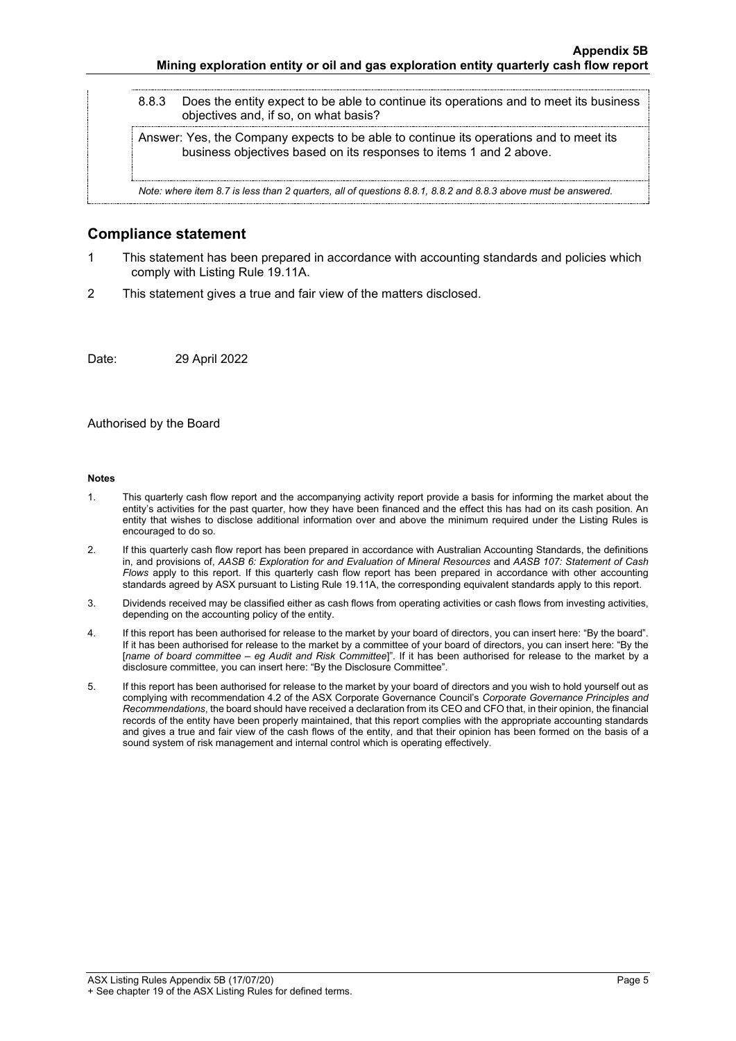| 8.8.3 | Does the entity expect to be able to continue its operations and to meet its business objectives and, if so, on what basis? |
|---|---|

Answer: Yes, the Company expects to be able to continue its operations and to meet its business objectives based on its responses to items 1 and 2 above.

*Note: where item 8.7 is less than 2 quarters, all of questions 8.8.1, 8.8.2 and 8.8.3 above must be answered.*

## Compliance statement

1. This statement has been prepared in accordance with accounting standards and policies which comply with Listing Rule 19.11A.
2. This statement gives a true and fair view of the matters disclosed.

Date: 29 April 2022

Authorised by the Board

**Notes**

1. This quarterly cash flow report and the accompanying activity report provide a basis for informing the market about the entity's activities for the past quarter, how they have been financed and the effect this has had on its cash position. An entity that wishes to disclose additional information over and above the minimum required under the Listing Rules is encouraged to do so.
2. If this quarterly cash flow report has been prepared in accordance with Australian Accounting Standards, the definitions in, and provisions of, *AASB 6: Exploration for and Evaluation of Mineral Resources* and *AASB 107: Statement of Cash Flows* apply to this report. If this quarterly cash flow report has been prepared in accordance with other accounting standards agreed by ASX pursuant to Listing Rule 19.11A, the corresponding equivalent standards apply to this report.
3. Dividends received may be classified either as cash flows from operating activities or cash flows from investing activities, depending on the accounting policy of the entity.
4. If this report has been authorised for release to the market by your board of directors, you can insert here: "By the board". If it has been authorised for release to the market by a committee of your board of directors, you can insert here: "By the [*name of board committee – eg Audit and Risk Committee*]". If it has been authorised for release to the market by a disclosure committee, you can insert here: "By the Disclosure Committee".
5. If this report has been authorised for release to the market by your board of directors and you wish to hold yourself out as complying with recommendation 4.2 of the ASX Corporate Governance Council's *Corporate Governance Principles and Recommendations*, the board should have received a declaration from its CEO and CFO that, in their opinion, the financial records of the entity have been properly maintained, that this report complies with the appropriate accounting standards and gives a true and fair view of the cash flows of the entity, and that their opinion has been formed on the basis of a sound system of risk management and internal control which is operating effectively.